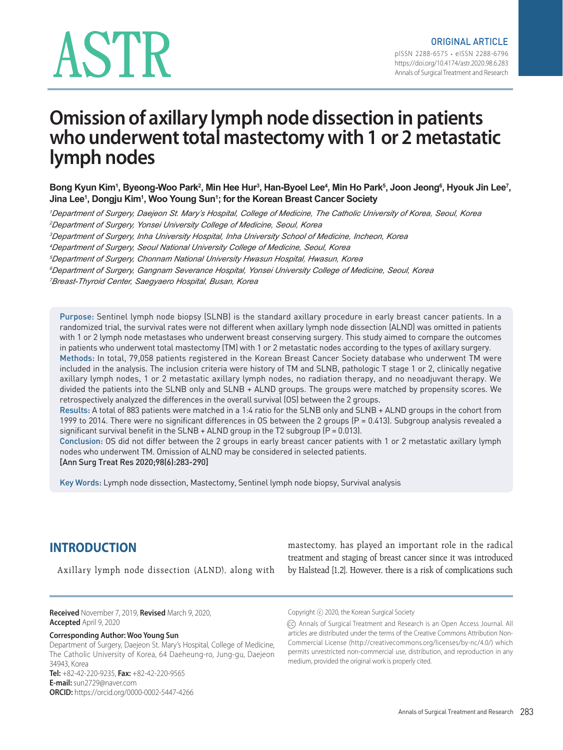ORIGINAL ARTICLE

pISSN 2288-6575 • eISSN 2288-6796
https://doi.org/10.4174/astr.2020.98.6.283
Annals of Surgical Treatment and Research

# Omission of axillary lymph node dissection in patients who underwent total mastectomy with 1 or 2 metastatic lymph nodes

**Bong Kyun Kim[1], Byeong-Woo Park[2], Min Hee Hur[3], Han-Byoel Lee[4], Min Ho Park[5], Joon Jeong[6], Hyouk Jin Lee[7], Jina Lee[1], Dongju Kim[1], Woo Young Sun[1]; for the Korean Breast Cancer Society**

*[1]Department of Surgery, Daejeon St. Mary's Hospital, College of Medicine, The Catholic University of Korea, Seoul, Korea*
*[2]Department of Surgery, Yonsei University College of Medicine, Seoul, Korea*
*[3]Department of Surgery, Inha University Hospital, Inha University School of Medicine, Incheon, Korea*
*[4]Department of Surgery, Seoul National University College of Medicine, Seoul, Korea*
*[5]Department of Surgery, Chonnam National University Hwasun Hospital, Hwasun, Korea*
*[6]Department of Surgery, Gangnam Severance Hospital, Yonsei University College of Medicine, Seoul, Korea*
*[7]Breast-Thyroid Center, Saegyaero Hospital, Busan, Korea*

**Purpose:** Sentinel lymph node biopsy (SLNB) is the standard axillary procedure in early breast cancer patients. In a randomized trial, the survival rates were not different when axillary lymph node dissection (ALND) was omitted in patients with 1 or 2 lymph node metastases who underwent breast conserving surgery. This study aimed to compare the outcomes in patients who underwent total mastectomy (TM) with 1 or 2 metastatic nodes according to the types of axillary surgery.

**Methods:** In total, 79,058 patients registered in the Korean Breast Cancer Society database who underwent TM were included in the analysis. The inclusion criteria were history of TM and SLNB, pathologic T stage 1 or 2, clinically negative axillary lymph nodes, 1 or 2 metastatic axillary lymph nodes, no radiation therapy, and no neoadjuvant therapy. We divided the patients into the SLNB only and SLNB + ALND groups. The groups were matched by propensity scores. We retrospectively analyzed the differences in the overall survival (OS) between the 2 groups.

**Results:** A total of 883 patients were matched in a 1:4 ratio for the SLNB only and SLNB + ALND groups in the cohort from 1999 to 2014. There were no significant differences in OS between the 2 groups (P = 0.413). Subgroup analysis revealed a significant survival benefit in the SLNB + ALND group in the T2 subgroup (P = 0.013).

**Conclusion:** OS did not differ between the 2 groups in early breast cancer patients with 1 or 2 metastatic axillary lymph nodes who underwent TM. Omission of ALND may be considered in selected patients.

**[Ann Surg Treat Res 2020;98(6):283-290]**

**Key Words:** Lymph node dissection, Mastectomy, Sentinel lymph node biopsy, Survival analysis

## INTRODUCTION

Axillary lymph node dissection (ALND), along with mastectomy, has played an important role in the radical treatment and staging of breast cancer since it was introduced by Halstead [1,2]. However, there is a risk of complications such

**Received** November 7, 2019, **Revised** March 9, 2020, **Accepted** April 9, 2020

**Corresponding Author: Woo Young Sun**
Department of Surgery, Daejeon St. Mary's Hospital, College of Medicine, The Catholic University of Korea, 64 Daeheung-ro, Jung-gu, Daejeon 34943, Korea
**Tel:** +82-42-220-9235, **Fax:** +82-42-220-9565
**E-mail:** sun2729@naver.com
**ORCID:** https://orcid.org/0000-0002-5447-4266

Copyright ⓒ 2020, the Korean Surgical Society

ⓒ Annals of Surgical Treatment and Research is an Open Access Journal. All articles are distributed under the terms of the Creative Commons Attribution Non-Commercial License (http://creativecommons.org/licenses/by-nc/4.0/) which permits unrestricted non-commercial use, distribution, and reproduction in any medium, provided the original work is properly cited.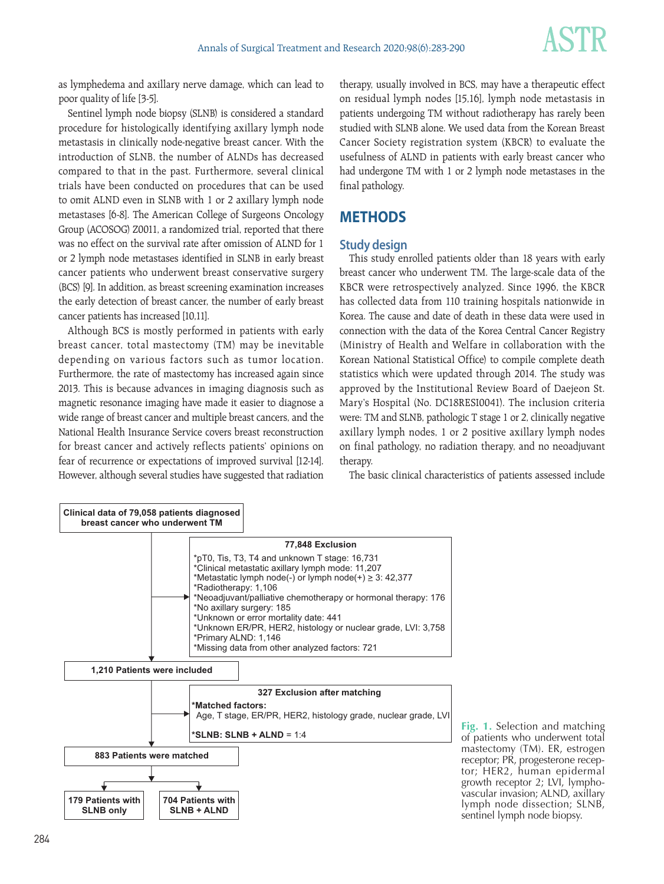as lymphedema and axillary nerve damage, which can lead to poor quality of life [3-5].

Sentinel lymph node biopsy (SLNB) is considered a standard procedure for histologically identifying axillary lymph node metastasis in clinically node-negative breast cancer. With the introduction of SLNB, the number of ALNDs has decreased compared to that in the past. Furthermore, several clinical trials have been conducted on procedures that can be used to omit ALND even in SLNB with 1 or 2 axillary lymph node metastases [6-8]. The American College of Surgeons Oncology Group (ACOSOG) Z0011, a randomized trial, reported that there was no effect on the survival rate after omission of ALND for 1 or 2 lymph node metastases identified in SLNB in early breast cancer patients who underwent breast conservative surgery (BCS) [9]. In addition, as breast screening examination increases the early detection of breast cancer, the number of early breast cancer patients has increased [10,11].

Although BCS is mostly performed in patients with early breast cancer, total mastectomy (TM) may be inevitable depending on various factors such as tumor location. Furthermore, the rate of mastectomy has increased again since 2013. This is because advances in imaging diagnosis such as magnetic resonance imaging have made it easier to diagnose a wide range of breast cancer and multiple breast cancers, and the National Health Insurance Service covers breast reconstruction for breast cancer and actively reflects patients' opinions on fear of recurrence or expectations of improved survival [12-14]. However, although several studies have suggested that radiation therapy, usually involved in BCS, may have a therapeutic effect on residual lymph nodes [15,16], lymph node metastasis in patients undergoing TM without radiotherapy has rarely been studied with SLNB alone. We used data from the Korean Breast Cancer Society registration system (KBCR) to evaluate the usefulness of ALND in patients with early breast cancer who had undergone TM with 1 or 2 lymph node metastases in the final pathology.

## METHODS

### Study design

This study enrolled patients older than 18 years with early breast cancer who underwent TM. The large-scale data of the KBCR were retrospectively analyzed. Since 1996, the KBCR has collected data from 110 training hospitals nationwide in Korea. The cause and date of death in these data were used in connection with the data of the Korea Central Cancer Registry (Ministry of Health and Welfare in collaboration with the Korean National Statistical Office) to compile complete death statistics which were updated through 2014. The study was approved by the Institutional Review Board of Daejeon St. Mary's Hospital (No. DC18RESI0041). The inclusion criteria were: TM and SLNB, pathologic T stage 1 or 2, clinically negative axillary lymph nodes, 1 or 2 positive axillary lymph nodes on final pathology, no radiation therapy, and no neoadjuvant therapy.

The basic clinical characteristics of patients assessed include

**Clinical data of 79,058 patients diagnosed breast cancer who underwent TM**

→ **77,848 Exclusion**
- *pT0, Tis, T3, T4 and unknown T stage: 16,731
- *Clinical metastatic axillary lymph mode: 11,207
- *Metastatic lymph node(-) or lymph node(+) ≥ 3: 42,377
- *Radiotherapy: 1,106
- *Neoadjuvant/palliative chemotherapy or hormonal therapy: 176
- *No axillary surgery: 185
- *Unknown or error mortality date: 441
- *Unknown ER/PR, HER2, histology or nuclear grade, LVI: 3,758
- *Primary ALND: 1,146
- *Missing data from other analyzed factors: 721

**1,210 Patients were included**

→ **327 Exclusion after matching**
- **\*Matched factors:** Age, T stage, ER/PR, HER2, histology grade, nuclear grade, LVI
- **\*SLNB: SLNB + ALND** = 1:4

**883 Patients were matched**

- **179 Patients with SLNB only**
- **704 Patients with SLNB + ALND**

Fig. 1. Selection and matching of patients who underwent total mastectomy (TM). ER, estrogen receptor; PR, progesterone receptor; HER2, human epidermal growth receptor 2; LVI, lymphovascular invasion; ALND, axillary lymph node dissection; SLNB, sentinel lymph node biopsy.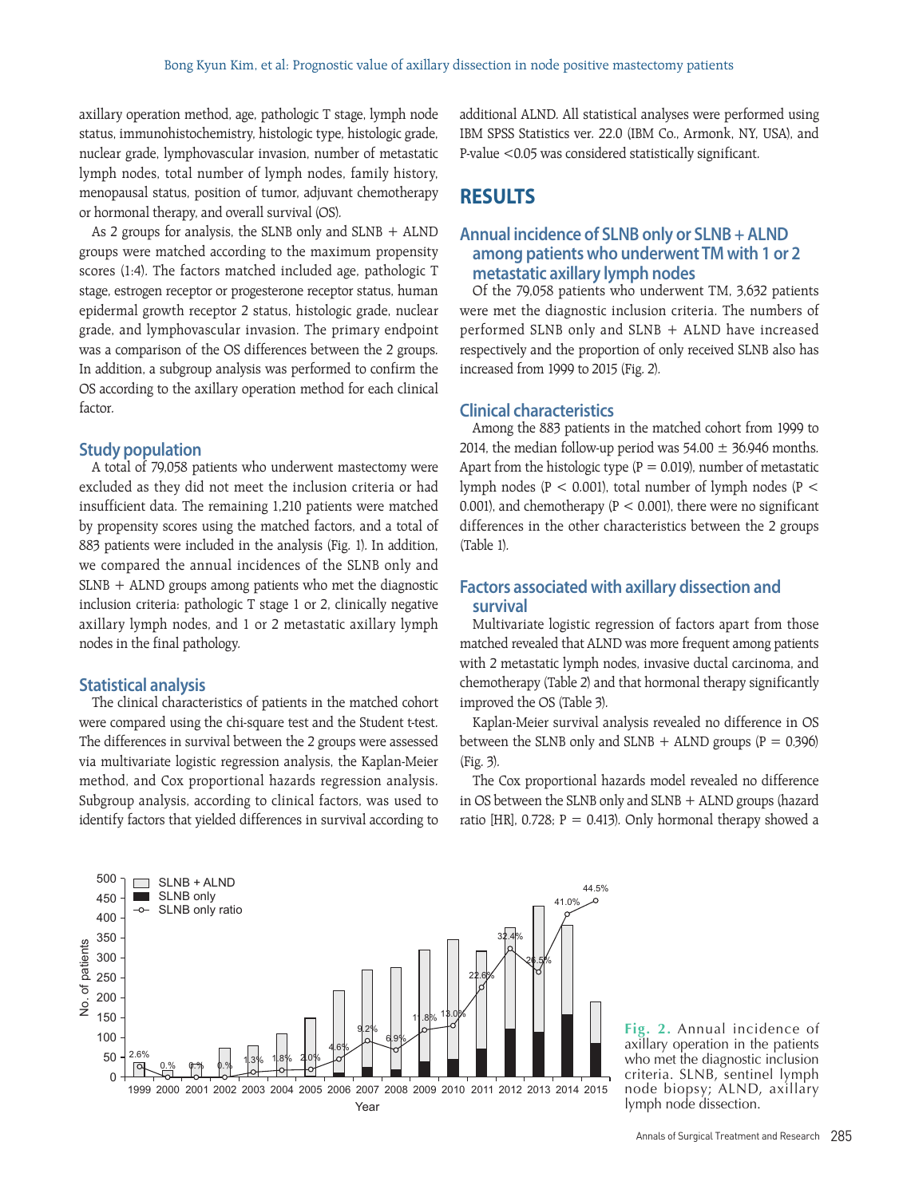axillary operation method, age, pathologic T stage, lymph node status, immunohistochemistry, histologic type, histologic grade, nuclear grade, lymphovascular invasion, number of metastatic lymph nodes, total number of lymph nodes, family history, menopausal status, position of tumor, adjuvant chemotherapy or hormonal therapy, and overall survival (OS).

As 2 groups for analysis, the SLNB only and SLNB + ALND groups were matched according to the maximum propensity scores (1:4). The factors matched included age, pathologic T stage, estrogen receptor or progesterone receptor status, human epidermal growth factor receptor 2 status, histologic grade, nuclear grade, and lymphovascular invasion. The primary endpoint was a comparison of the OS differences between the 2 groups. In addition, a subgroup analysis was performed to confirm the OS according to the axillary operation method for each clinical factor.

### Study population

A total of 79,058 patients who underwent mastectomy were excluded as they did not meet the inclusion criteria or had insufficient data. The remaining 1,210 patients were matched by propensity scores using the matched factors, and a total of 883 patients were included in the analysis (Fig. 1). In addition, we compared the annual incidences of the SLNB only and SLNB + ALND groups among patients who met the diagnostic inclusion criteria: pathologic T stage 1 or 2, clinically negative axillary lymph nodes, and 1 or 2 metastatic axillary lymph nodes in the final pathology.

### Statistical analysis

The clinical characteristics of patients in the matched cohort were compared using the chi-square test and the Student t-test. The differences in survival between the 2 groups were assessed via multivariate logistic regression analysis, the Kaplan-Meier method, and Cox proportional hazards regression analysis. Subgroup analysis, according to clinical factors, was used to identify factors that yielded differences in survival according to additional ALND. All statistical analyses were performed using IBM SPSS Statistics ver. 22.0 (IBM Co., Armonk, NY, USA), and P-value <0.05 was considered statistically significant.

## RESULTS

### Annual incidence of SLNB only or SLNB + ALND among patients who underwent TM with 1 or 2 metastatic axillary lymph nodes

Of the 79,058 patients who underwent TM, 3,632 patients were met the diagnostic inclusion criteria. The numbers of performed SLNB only and SLNB + ALND have increased respectively and the proportion of only received SLNB also has increased from 1999 to 2015 (Fig. 2).

### Clinical characteristics

Among the 883 patients in the matched cohort from 1999 to 2014, the median follow-up period was 54.00 ± 36.946 months. Apart from the histologic type (P = 0.019), number of metastatic lymph nodes (P < 0.001), total number of lymph nodes (P < 0.001), and chemotherapy (P < 0.001), there were no significant differences in the other characteristics between the 2 groups (Table 1).

### Factors associated with axillary dissection and survival

Multivariate logistic regression of factors apart from those matched revealed that ALND was more frequent among patients with 2 metastatic lymph nodes, invasive ductal carcinoma, and chemotherapy (Table 2) and that hormonal therapy significantly improved the OS (Table 3).

Kaplan-Meier survival analysis revealed no difference in OS between the SLNB only and SLNB + ALND groups (P = 0.396) (Fig. 3).

The Cox proportional hazards model revealed no difference in OS between the SLNB only and SLNB + ALND groups (hazard ratio [HR], 0.728; P = 0.413). Only hormonal therapy showed a

Fig. 2. Annual incidence of axillary operation in the patients who met the diagnostic inclusion criteria. SLNB, sentinel lymph node biopsy; ALND, axillary lymph node dissection.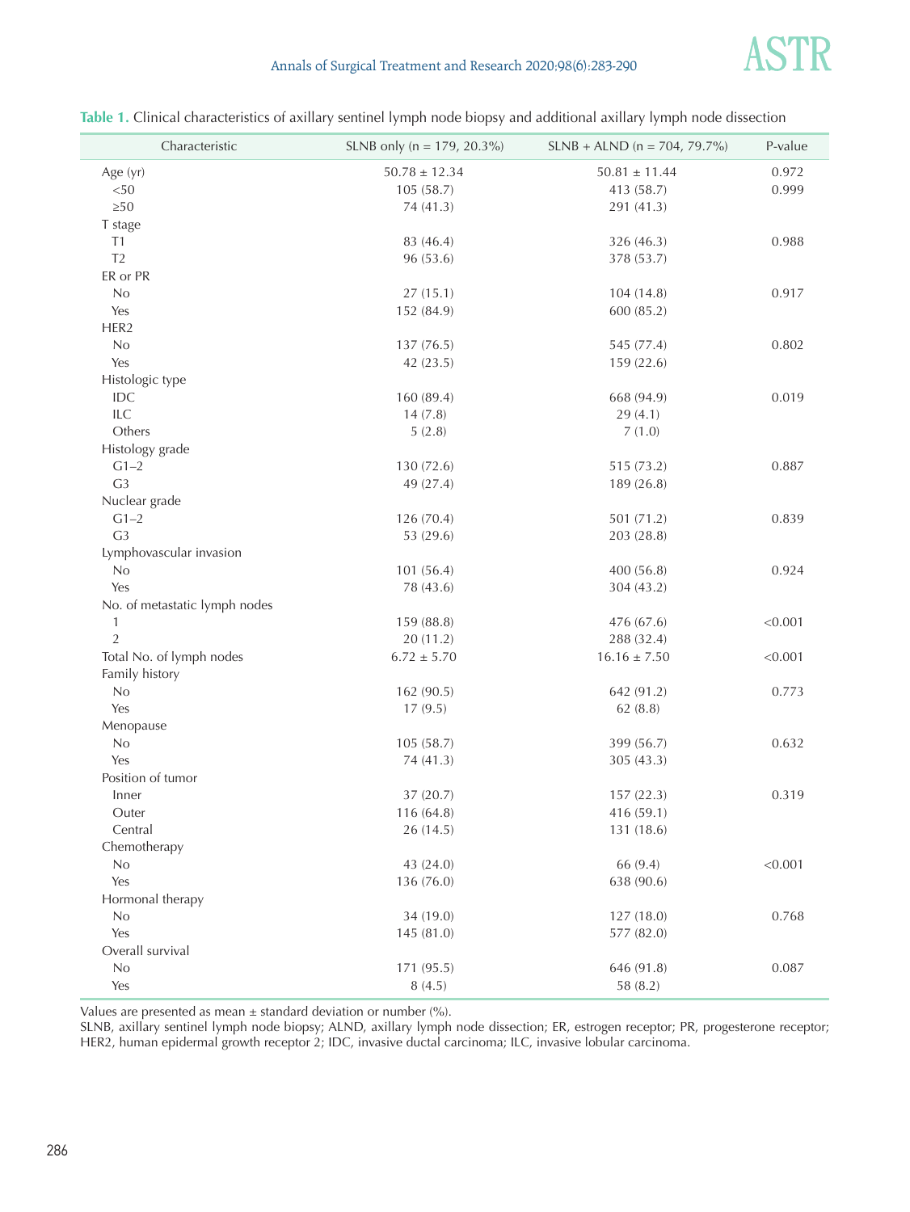**Table 1.** Clinical characteristics of axillary sentinel lymph node biopsy and additional axillary lymph node dissection

| Characteristic | SLNB only (n = 179, 20.3%) | SLNB + ALND (n = 704, 79.7%) | P-value |
|---|---|---|---|
| Age (yr) | 50.78 ± 12.34 | 50.81 ± 11.44 | 0.972 |
| <50 | 105 (58.7) | 413 (58.7) | 0.999 |
| ≥50 | 74 (41.3) | 291 (41.3) | |
| T stage | | | |
| T1 | 83 (46.4) | 326 (46.3) | 0.988 |
| T2 | 96 (53.6) | 378 (53.7) | |
| ER or PR | | | |
| No | 27 (15.1) | 104 (14.8) | 0.917 |
| Yes | 152 (84.9) | 600 (85.2) | |
| HER2 | | | |
| No | 137 (76.5) | 545 (77.4) | 0.802 |
| Yes | 42 (23.5) | 159 (22.6) | |
| Histologic type | | | |
| IDC | 160 (89.4) | 668 (94.9) | 0.019 |
| ILC | 14 (7.8) | 29 (4.1) | |
| Others | 5 (2.8) | 7 (1.0) | |
| Histology grade | | | |
| G1–2 | 130 (72.6) | 515 (73.2) | 0.887 |
| G3 | 49 (27.4) | 189 (26.8) | |
| Nuclear grade | | | |
| G1–2 | 126 (70.4) | 501 (71.2) | 0.839 |
| G3 | 53 (29.6) | 203 (28.8) | |
| Lymphovascular invasion | | | |
| No | 101 (56.4) | 400 (56.8) | 0.924 |
| Yes | 78 (43.6) | 304 (43.2) | |
| No. of metastatic lymph nodes | | | |
| 1 | 159 (88.8) | 476 (67.6) | <0.001 |
| 2 | 20 (11.2) | 288 (32.4) | |
| Total No. of lymph nodes | 6.72 ± 5.70 | 16.16 ± 7.50 | <0.001 |
| Family history | | | |
| No | 162 (90.5) | 642 (91.2) | 0.773 |
| Yes | 17 (9.5) | 62 (8.8) | |
| Menopause | | | |
| No | 105 (58.7) | 399 (56.7) | 0.632 |
| Yes | 74 (41.3) | 305 (43.3) | |
| Position of tumor | | | |
| Inner | 37 (20.7) | 157 (22.3) | 0.319 |
| Outer | 116 (64.8) | 416 (59.1) | |
| Central | 26 (14.5) | 131 (18.6) | |
| Chemotherapy | | | |
| No | 43 (24.0) | 66 (9.4) | <0.001 |
| Yes | 136 (76.0) | 638 (90.6) | |
| Hormonal therapy | | | |
| No | 34 (19.0) | 127 (18.0) | 0.768 |
| Yes | 145 (81.0) | 577 (82.0) | |
| Overall survival | | | |
| No | 171 (95.5) | 646 (91.8) | 0.087 |
| Yes | 8 (4.5) | 58 (8.2) | |

Values are presented as mean ± standard deviation or number (%).
SLNB, axillary sentinel lymph node biopsy; ALND, axillary lymph node dissection; ER, estrogen receptor; PR, progesterone receptor; HER2, human epidermal growth receptor 2; IDC, invasive ductal carcinoma; ILC, invasive lobular carcinoma.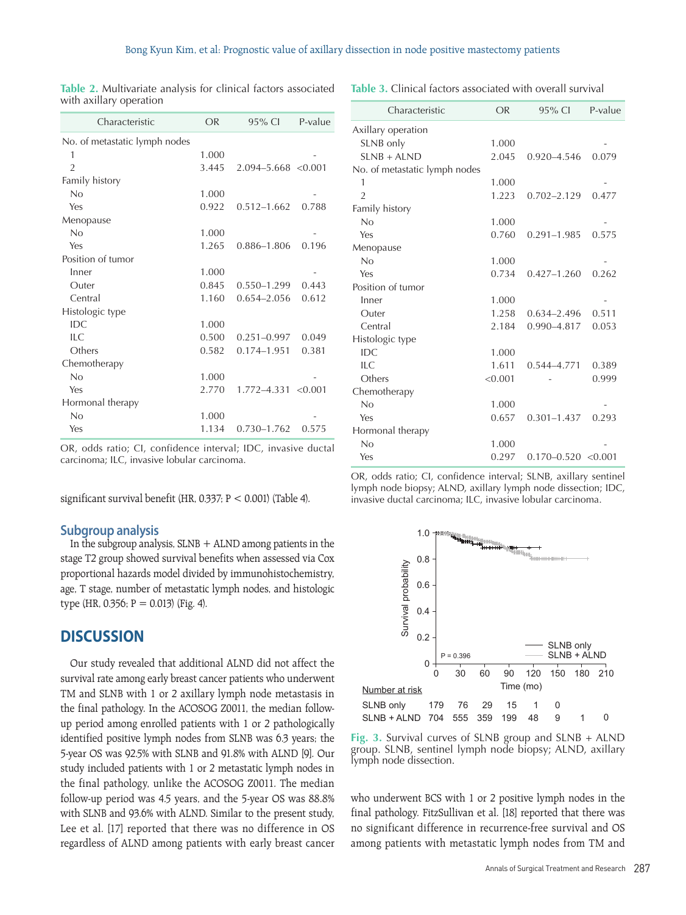**Table 2.** Multivariate analysis for clinical factors associated with axillary operation

| Characteristic | OR | 95% CI | P-value |
|---|---|---|---|
| No. of metastatic lymph nodes | | | |
| 1 | 1.000 | | - |
| 2 | 3.445 | 2.094–5.668 | <0.001 |
| Family history | | | |
| No | 1.000 | | - |
| Yes | 0.922 | 0.512–1.662 | 0.788 |
| Menopause | | | |
| No | 1.000 | | - |
| Yes | 1.265 | 0.886–1.806 | 0.196 |
| Position of tumor | | | |
| Inner | 1.000 | | - |
| Outer | 0.845 | 0.550–1.299 | 0.443 |
| Central | 1.160 | 0.654–2.056 | 0.612 |
| Histologic type | | | |
| IDC | 1.000 | | |
| ILC | 0.500 | 0.251–0.997 | 0.049 |
| Others | 0.582 | 0.174–1.951 | 0.381 |
| Chemotherapy | | | |
| No | 1.000 | | - |
| Yes | 2.770 | 1.772–4.331 | <0.001 |
| Hormonal therapy | | | |
| No | 1.000 | | - |
| Yes | 1.134 | 0.730–1.762 | 0.575 |

OR, odds ratio; CI, confidence interval; IDC, invasive ductal carcinoma; ILC, invasive lobular carcinoma.

significant survival benefit (HR, 0.337; P < 0.001) (Table 4).

### Subgroup analysis

In the subgroup analysis, SLNB + ALND among patients in the stage T2 group showed survival benefits when assessed via Cox proportional hazards model divided by immunohistochemistry, age, T stage, number of metastatic lymph nodes, and histologic type (HR, 0.356; P = 0.013) (Fig. 4).

## DISCUSSION

Our study revealed that additional ALND did not affect the survival rate among early breast cancer patients who underwent TM and SLNB with 1 or 2 axillary lymph node metastasis in the final pathology. In the ACOSOG Z0011, the median follow-up period among enrolled patients with 1 or 2 pathologically identified positive lymph nodes from SLNB was 6.3 years; the 5-year OS was 92.5% with SLNB and 91.8% with ALND [9]. Our study included patients with 1 or 2 metastatic lymph nodes in the final pathology, unlike the ACOSOG Z0011. The median follow-up period was 4.5 years, and the 5-year OS was 88.8% with SLNB and 93.6% with ALND. Similar to the present study, Lee et al. [17] reported that there was no difference in OS regardless of ALND among patients with early breast cancer who underwent BCS with 1 or 2 positive lymph nodes in the final pathology. FitzSullivan et al. [18] reported that there was no significant difference in recurrence-free survival and OS among patients with metastatic lymph nodes from TM and

**Table 3.** Clinical factors associated with overall survival

| Characteristic | OR | 95% CI | P-value |
|---|---|---|---|
| Axillary operation | | | |
| SLNB only | 1.000 | | - |
| SLNB + ALND | 2.045 | 0.920–4.546 | 0.079 |
| No. of metastatic lymph nodes | | | |
| 1 | 1.000 | | - |
| 2 | 1.223 | 0.702–2.129 | 0.477 |
| Family history | | | |
| No | 1.000 | | - |
| Yes | 0.760 | 0.291–1.985 | 0.575 |
| Menopause | | | |
| No | 1.000 | | - |
| Yes | 0.734 | 0.427–1.260 | 0.262 |
| Position of tumor | | | |
| Inner | 1.000 | | - |
| Outer | 1.258 | 0.634–2.496 | 0.511 |
| Central | 2.184 | 0.990–4.817 | 0.053 |
| Histologic type | | | |
| IDC | 1.000 | | |
| ILC | 1.611 | 0.544–4.771 | 0.389 |
| Others | <0.001 | - | 0.999 |
| Chemotherapy | | | |
| No | 1.000 | | - |
| Yes | 0.657 | 0.301–1.437 | 0.293 |
| Hormonal therapy | | | |
| No | 1.000 | | - |
| Yes | 0.297 | 0.170–0.520 | <0.001 |

OR, odds ratio; CI, confidence interval; SLNB, axillary sentinel lymph node biopsy; ALND, axillary lymph node dissection; IDC, invasive ductal carcinoma; ILC, invasive lobular carcinoma.

**Fig. 3.** Survival curves of SLNB group and SLNB + ALND group. SLNB, sentinel lymph node biopsy; ALND, axillary lymph node dissection.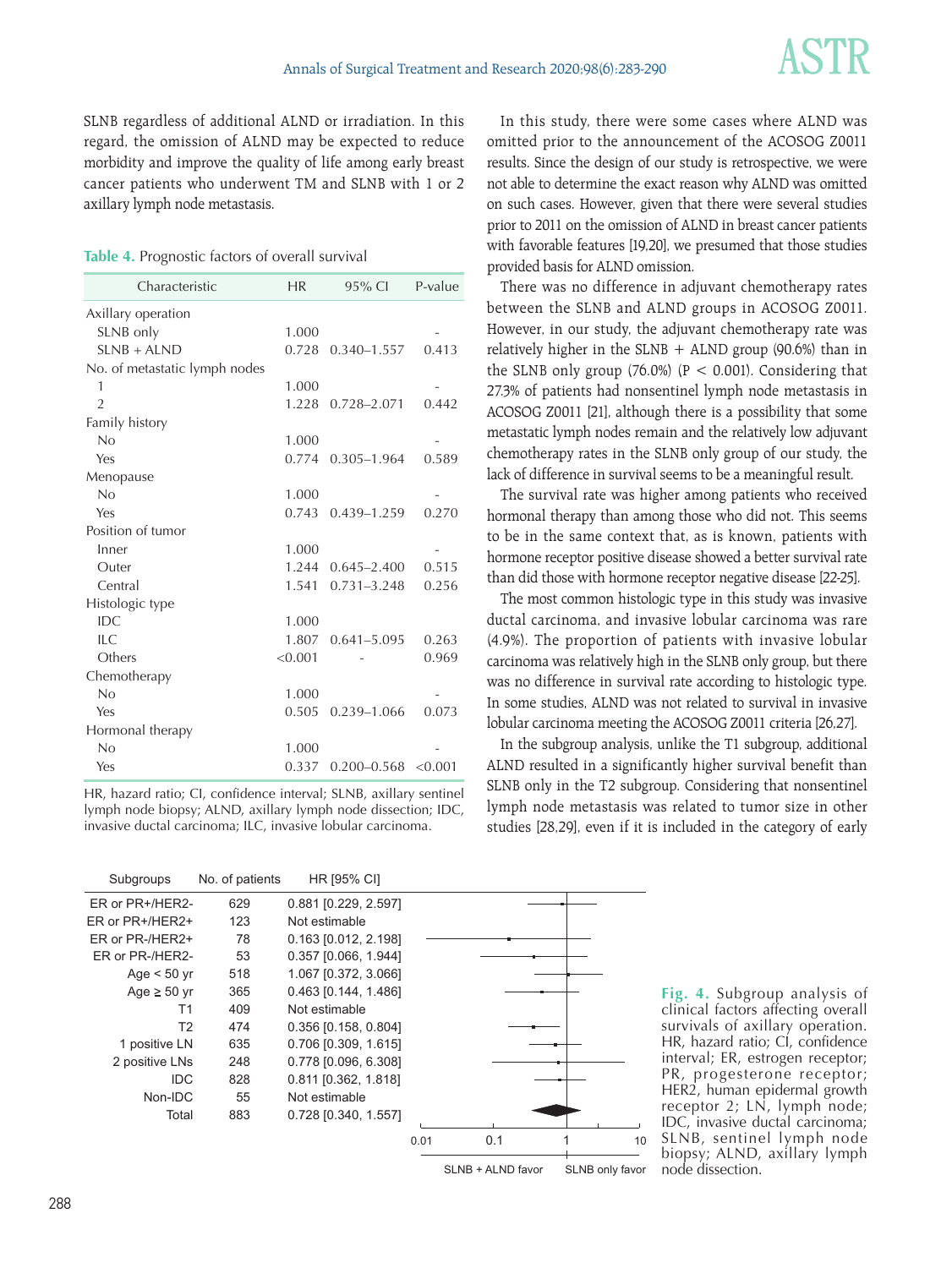SLNB regardless of additional ALND or irradiation. In this regard, the omission of ALND may be expected to reduce morbidity and improve the quality of life among early breast cancer patients who underwent TM and SLNB with 1 or 2 axillary lymph node metastasis.

**Table 4.** Prognostic factors of overall survival

| Characteristic | HR | 95% CI | P-value |
|---|---|---|---|
| Axillary operation | | | |
| SLNB only | 1.000 | | - |
| SLNB + ALND | 0.728 | 0.340–1.557 | 0.413 |
| No. of metastatic lymph nodes | | | |
| 1 | 1.000 | | - |
| 2 | 1.228 | 0.728–2.071 | 0.442 |
| Family history | | | |
| No | 1.000 | | - |
| Yes | 0.774 | 0.305–1.964 | 0.589 |
| Menopause | | | |
| No | 1.000 | | - |
| Yes | 0.743 | 0.439–1.259 | 0.270 |
| Position of tumor | | | |
| Inner | 1.000 | | - |
| Outer | 1.244 | 0.645–2.400 | 0.515 |
| Central | 1.541 | 0.731–3.248 | 0.256 |
| Histologic type | | | |
| IDC | 1.000 | | |
| ILC | 1.807 | 0.641–5.095 | 0.263 |
| Others | <0.001 | - | 0.969 |
| Chemotherapy | | | |
| No | 1.000 | | - |
| Yes | 0.505 | 0.239–1.066 | 0.073 |
| Hormonal therapy | | | |
| No | 1.000 | | - |
| Yes | 0.337 | 0.200–0.568 | <0.001 |

HR, hazard ratio; CI, confidence interval; SLNB, axillary sentinel lymph node biopsy; ALND, axillary lymph node dissection; IDC, invasive ductal carcinoma; ILC, invasive lobular carcinoma.

In this study, there were some cases where ALND was omitted prior to the announcement of the ACOSOG Z0011 results. Since the design of our study is retrospective, we were not able to determine the exact reason why ALND was omitted on such cases. However, given that there were several studies prior to 2011 on the omission of ALND in breast cancer patients with favorable features [19,20], we presumed that those studies provided basis for ALND omission.

There was no difference in adjuvant chemotherapy rates between the SLNB and ALND groups in ACOSOG Z0011. However, in our study, the adjuvant chemotherapy rate was relatively higher in the SLNB + ALND group (90.6%) than in the SLNB only group (76.0%) ($P < 0.001$). Considering that 27.3% of patients had nonsentinel lymph node metastasis in ACOSOG Z0011 [21], although there is a possibility that some metastatic lymph nodes remain and the relatively low adjuvant chemotherapy rates in the SLNB only group of our study, the lack of difference in survival seems to be a meaningful result.

The survival rate was higher among patients who received hormonal therapy than among those who did not. This seems to be in the same context that, as is known, patients with hormone receptor positive disease showed a better survival rate than did those with hormone receptor negative disease [22-25].

The most common histologic type in this study was invasive ductal carcinoma, and invasive lobular carcinoma was rare (4.9%). The proportion of patients with invasive lobular carcinoma was relatively high in the SLNB only group, but there was no difference in survival rate according to histologic type. In some studies, ALND was not related to survival in invasive lobular carcinoma meeting the ACOSOG Z0011 criteria [26,27].

In the subgroup analysis, unlike the T1 subgroup, additional ALND resulted in a significantly higher survival benefit than SLNB only in the T2 subgroup. Considering that nonsentinel lymph node metastasis was related to tumor size in other studies [28,29], even if it is included in the category of early

| Subgroups | No. of patients | HR [95% CI] |
|---|---|---|
| ER or PR+/HER2- | 629 | 0.881 [0.229, 2.597] |
| ER or PR+/HER2+ | 123 | Not estimable |
| ER or PR-/HER2+ | 78 | 0.163 [0.012, 2.198] |
| ER or PR-/HER2- | 53 | 0.357 [0.066, 1.944] |
| Age < 50 yr | 518 | 1.067 [0.372, 3.066] |
| Age ≥ 50 yr | 365 | 0.463 [0.144, 1.486] |
| T1 | 409 | Not estimable |
| T2 | 474 | 0.356 [0.158, 0.804] |
| 1 positive LN | 635 | 0.706 [0.309, 1.615] |
| 2 positive LNs | 248 | 0.778 [0.096, 6.308] |
| IDC | 828 | 0.811 [0.362, 1.818] |
| Non-IDC | 55 | Not estimable |
| Total | 883 | 0.728 [0.340, 1.557] |

0.01 0.1 1 10

SLNB + ALND favor — SLNB only favor

**Fig. 4.** Subgroup analysis of clinical factors affecting overall survivals of axillary operation. HR, hazard ratio; CI, confidence interval; ER, estrogen receptor; PR, progesterone receptor; HER2, human epidermal growth receptor 2; LN, lymph node; IDC, invasive ductal carcinoma; SLNB, sentinel lymph node biopsy; ALND, axillary lymph node dissection.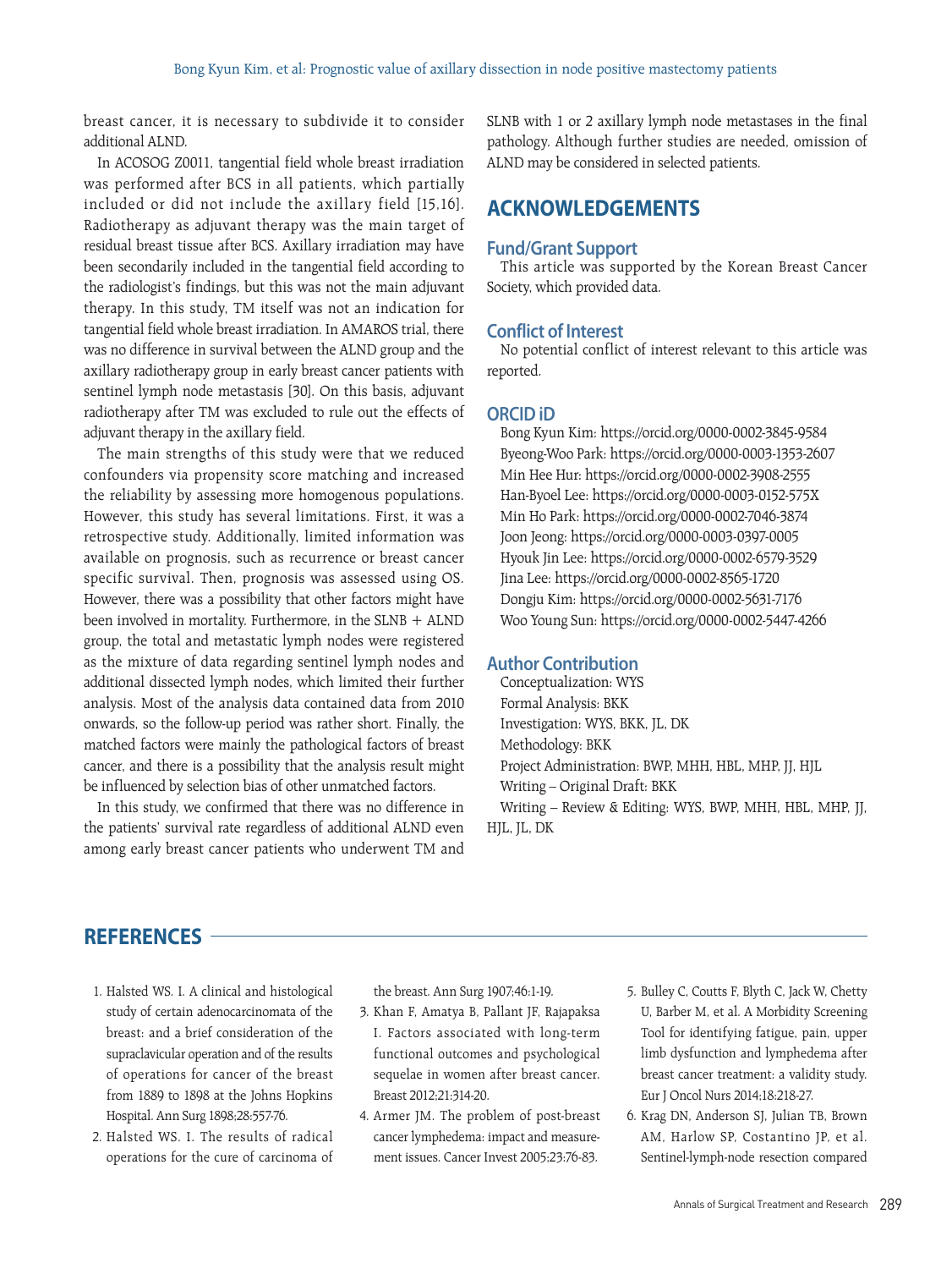breast cancer, it is necessary to subdivide it to consider additional ALND.

In ACOSOG Z0011, tangential field whole breast irradiation was performed after BCS in all patients, which partially included or did not include the axillary field [15,16]. Radiotherapy as adjuvant therapy was the main target of residual breast tissue after BCS. Axillary irradiation may have been secondarily included in the tangential field according to the radiologist's findings, but this was not the main adjuvant therapy. In this study, TM itself was not an indication for tangential field whole breast irradiation. In AMAROS trial, there was no difference in survival between the ALND group and the axillary radiotherapy group in early breast cancer patients with sentinel lymph node metastasis [30]. On this basis, adjuvant radiotherapy after TM was excluded to rule out the effects of adjuvant therapy in the axillary field.

The main strengths of this study were that we reduced confounders via propensity score matching and increased the reliability by assessing more homogenous populations. However, this study has several limitations. First, it was a retrospective study. Additionally, limited information was available on prognosis, such as recurrence or breast cancer specific survival. Then, prognosis was assessed using OS. However, there was a possibility that other factors might have been involved in mortality. Furthermore, in the SLNB + ALND group, the total and metastatic lymph nodes were registered as the mixture of data regarding sentinel lymph nodes and additional dissected lymph nodes, which limited their further analysis. Most of the analysis data contained data from 2010 onwards, so the follow-up period was rather short. Finally, the matched factors were mainly the pathological factors of breast cancer, and there is a possibility that the analysis result might be influenced by selection bias of other unmatched factors.

In this study, we confirmed that there was no difference in the patients' survival rate regardless of additional ALND even among early breast cancer patients who underwent TM and SLNB with 1 or 2 axillary lymph node metastases in the final pathology. Although further studies are needed, omission of ALND may be considered in selected patients.

## ACKNOWLEDGEMENTS

### Fund/Grant Support

This article was supported by the Korean Breast Cancer Society, which provided data.

### Conflict of Interest

No potential conflict of interest relevant to this article was reported.

### ORCID iD

Bong Kyun Kim: https://orcid.org/0000-0002-3845-9584
Byeong-Woo Park: https://orcid.org/0000-0003-1353-2607
Min Hee Hur: https://orcid.org/0000-0002-3908-2555
Han-Byoel Lee: https://orcid.org/0000-0003-0152-575X
Min Ho Park: https://orcid.org/0000-0002-7046-3874
Joon Jeong: https://orcid.org/0000-0003-0397-0005
Hyouk Jin Lee: https://orcid.org/0000-0002-6579-3529
Jina Lee: https://orcid.org/0000-0002-8565-1720
Dongju Kim: https://orcid.org/0000-0002-5631-7176
Woo Young Sun: https://orcid.org/0000-0002-5447-4266

### Author Contribution

Conceptualization: WYS
Formal Analysis: BKK
Investigation: WYS, BKK, JL, DK
Methodology: BKK
Project Administration: BWP, MHH, HBL, MHP, JJ, HJL
Writing – Original Draft: BKK
Writing – Review & Editing: WYS, BWP, MHH, HBL, MHP, JJ, HJL, JL, DK

## REFERENCES

1. Halsted WS. I. A clinical and histological study of certain adenocarcinomata of the breast: and a brief consideration of the supraclavicular operation and of the results of operations for cancer of the breast from 1889 to 1898 at the Johns Hopkins Hospital. Ann Surg 1898;28:557-76.
2. Halsted WS. I. The results of radical operations for the cure of carcinoma of the breast. Ann Surg 1907;46:1-19.
3. Khan F, Amatya B, Pallant JF, Rajapaksa I. Factors associated with long-term functional outcomes and psychological sequelae in women after breast cancer. Breast 2012;21:314-20.
4. Armer JM. The problem of post-breast cancer lymphedema: impact and measurement issues. Cancer Invest 2005;23:76-83.
5. Bulley C, Coutts F, Blyth C, Jack W, Chetty U, Barber M, et al. A Morbidity Screening Tool for identifying fatigue, pain, upper limb dysfunction and lymphedema after breast cancer treatment: a validity study. Eur J Oncol Nurs 2014;18:218-27.
6. Krag DN, Anderson SJ, Julian TB, Brown AM, Harlow SP, Costantino JP, et al. Sentinel-lymph-node resection compared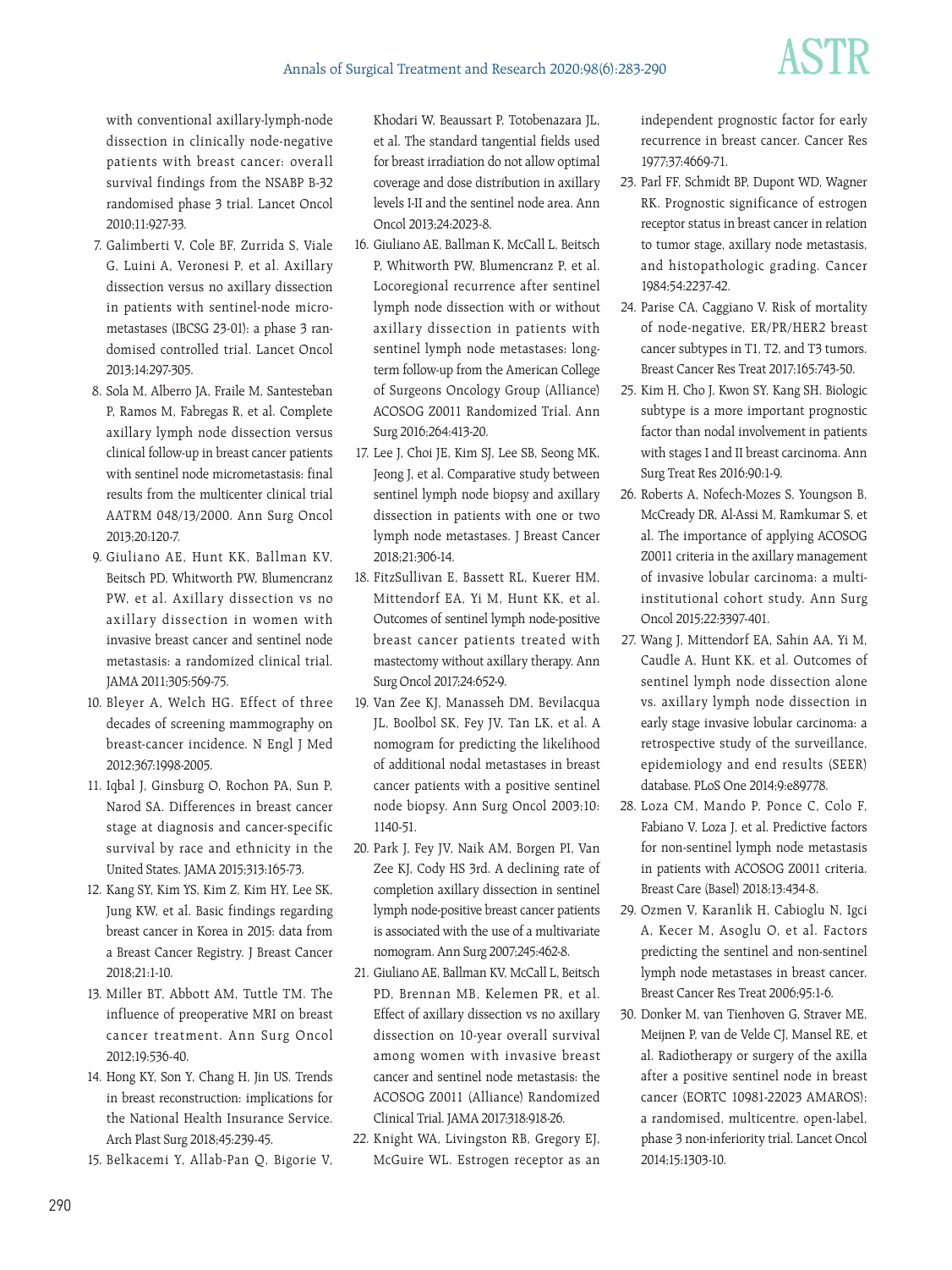with conventional axillary-lymph-node dissection in clinically node-negative patients with breast cancer: overall survival findings from the NSABP B-32 randomised phase 3 trial. Lancet Oncol 2010;11:927-33.

7. Galimberti V, Cole BF, Zurrida S, Viale G, Luini A, Veronesi P, et al. Axillary dissection versus no axillary dissection in patients with sentinel-node micrometastases (IBCSG 23-01): a phase 3 randomised controlled trial. Lancet Oncol 2013;14:297-305.
8. Sola M, Alberro JA, Fraile M, Santesteban P, Ramos M, Fabregas R, et al. Complete axillary lymph node dissection versus clinical follow-up in breast cancer patients with sentinel node micrometastasis: final results from the multicenter clinical trial AATRM 048/13/2000. Ann Surg Oncol 2013;20:120-7.
9. Giuliano AE, Hunt KK, Ballman KV, Beitsch PD, Whitworth PW, Blumencranz PW, et al. Axillary dissection vs no axillary dissection in women with invasive breast cancer and sentinel node metastasis: a randomized clinical trial. JAMA 2011;305:569-75.
10. Bleyer A, Welch HG. Effect of three decades of screening mammography on breast-cancer incidence. N Engl J Med 2012;367:1998-2005.
11. Iqbal J, Ginsburg O, Rochon PA, Sun P, Narod SA. Differences in breast cancer stage at diagnosis and cancer-specific survival by race and ethnicity in the United States. JAMA 2015;313:165-73.
12. Kang SY, Kim YS, Kim Z, Kim HY, Lee SK, Jung KW, et al. Basic findings regarding breast cancer in Korea in 2015: data from a Breast Cancer Registry. J Breast Cancer 2018;21:1-10.
13. Miller BT, Abbott AM, Tuttle TM. The influence of preoperative MRI on breast cancer treatment. Ann Surg Oncol 2012;19:536-40.
14. Hong KY, Son Y, Chang H, Jin US. Trends in breast reconstruction: implications for the National Health Insurance Service. Arch Plast Surg 2018;45:239-45.
15. Belkacemi Y, Allab-Pan Q, Bigorie V, Khodari W, Beaussart P, Totobenazara JL, et al. The standard tangential fields used for breast irradiation do not allow optimal coverage and dose distribution in axillary levels I-II and the sentinel node area. Ann Oncol 2013;24:2023-8.
16. Giuliano AE, Ballman K, McCall L, Beitsch P, Whitworth PW, Blumencranz P, et al. Locoregional recurrence after sentinel lymph node dissection with or without axillary dissection in patients with sentinel lymph node metastases: long-term follow-up from the American College of Surgeons Oncology Group (Alliance) ACOSOG Z0011 Randomized Trial. Ann Surg 2016;264:413-20.
17. Lee J, Choi JE, Kim SJ, Lee SB, Seong MK, Jeong J, et al. Comparative study between sentinel lymph node biopsy and axillary dissection in patients with one or two lymph node metastases. J Breast Cancer 2018;21:306-14.
18. FitzSullivan E, Bassett RL, Kuerer HM, Mittendorf EA, Yi M, Hunt KK, et al. Outcomes of sentinel lymph node-positive breast cancer patients treated with mastectomy without axillary therapy. Ann Surg Oncol 2017;24:652-9.
19. Van Zee KJ, Manasseh DM, Bevilacqua JL, Boolbol SK, Fey JV, Tan LK, et al. A nomogram for predicting the likelihood of additional nodal metastases in breast cancer patients with a positive sentinel node biopsy. Ann Surg Oncol 2003;10:1140-51.
20. Park J, Fey JV, Naik AM, Borgen PI, Van Zee KJ, Cody HS 3rd. A declining rate of completion axillary dissection in sentinel lymph node-positive breast cancer patients is associated with the use of a multivariate nomogram. Ann Surg 2007;245:462-8.
21. Giuliano AE, Ballman KV, McCall L, Beitsch PD, Brennan MB, Kelemen PR, et al. Effect of axillary dissection vs no axillary dissection on 10-year overall survival among women with invasive breast cancer and sentinel node metastasis: the ACOSOG Z0011 (Alliance) Randomized Clinical Trial. JAMA 2017;318:918-26.
22. Knight WA, Livingston RB, Gregory EJ, McGuire WL. Estrogen receptor as an independent prognostic factor for early recurrence in breast cancer. Cancer Res 1977;37:4669-71.
23. Parl FF, Schmidt BP, Dupont WD, Wagner RK. Prognostic significance of estrogen receptor status in breast cancer in relation to tumor stage, axillary node metastasis, and histopathologic grading. Cancer 1984;54:2237-42.
24. Parise CA, Caggiano V. Risk of mortality of node-negative, ER/PR/HER2 breast cancer subtypes in T1, T2, and T3 tumors. Breast Cancer Res Treat 2017;165:743-50.
25. Kim H, Cho J, Kwon SY, Kang SH. Biologic subtype is a more important prognostic factor than nodal involvement in patients with stages I and II breast carcinoma. Ann Surg Treat Res 2016;90:1-9.
26. Roberts A, Nofech-Mozes S, Youngson B, McCready DR, Al-Assi M, Ramkumar S, et al. The importance of applying ACOSOG Z0011 criteria in the axillary management of invasive lobular carcinoma: a multi-institutional cohort study. Ann Surg Oncol 2015;22:3397-401.
27. Wang J, Mittendorf EA, Sahin AA, Yi M, Caudle A, Hunt KK, et al. Outcomes of sentinel lymph node dissection alone vs. axillary lymph node dissection in early stage invasive lobular carcinoma: a retrospective study of the surveillance, epidemiology and end results (SEER) database. PLoS One 2014;9:e89778.
28. Loza CM, Mando P, Ponce C, Colo F, Fabiano V, Loza J, et al. Predictive factors for non-sentinel lymph node metastasis in patients with ACOSOG Z0011 criteria. Breast Care (Basel) 2018;13:434-8.
29. Ozmen V, Karanlik H, Cabioglu N, Igci A, Kecer M, Asoglu O, et al. Factors predicting the sentinel and non-sentinel lymph node metastases in breast cancer. Breast Cancer Res Treat 2006;95:1-6.
30. Donker M, van Tienhoven G, Straver ME, Meijnen P, van de Velde CJ, Mansel RE, et al. Radiotherapy or surgery of the axilla after a positive sentinel node in breast cancer (EORTC 10981-22023 AMAROS): a randomised, multicentre, open-label, phase 3 non-inferiority trial. Lancet Oncol 2014;15:1303-10.